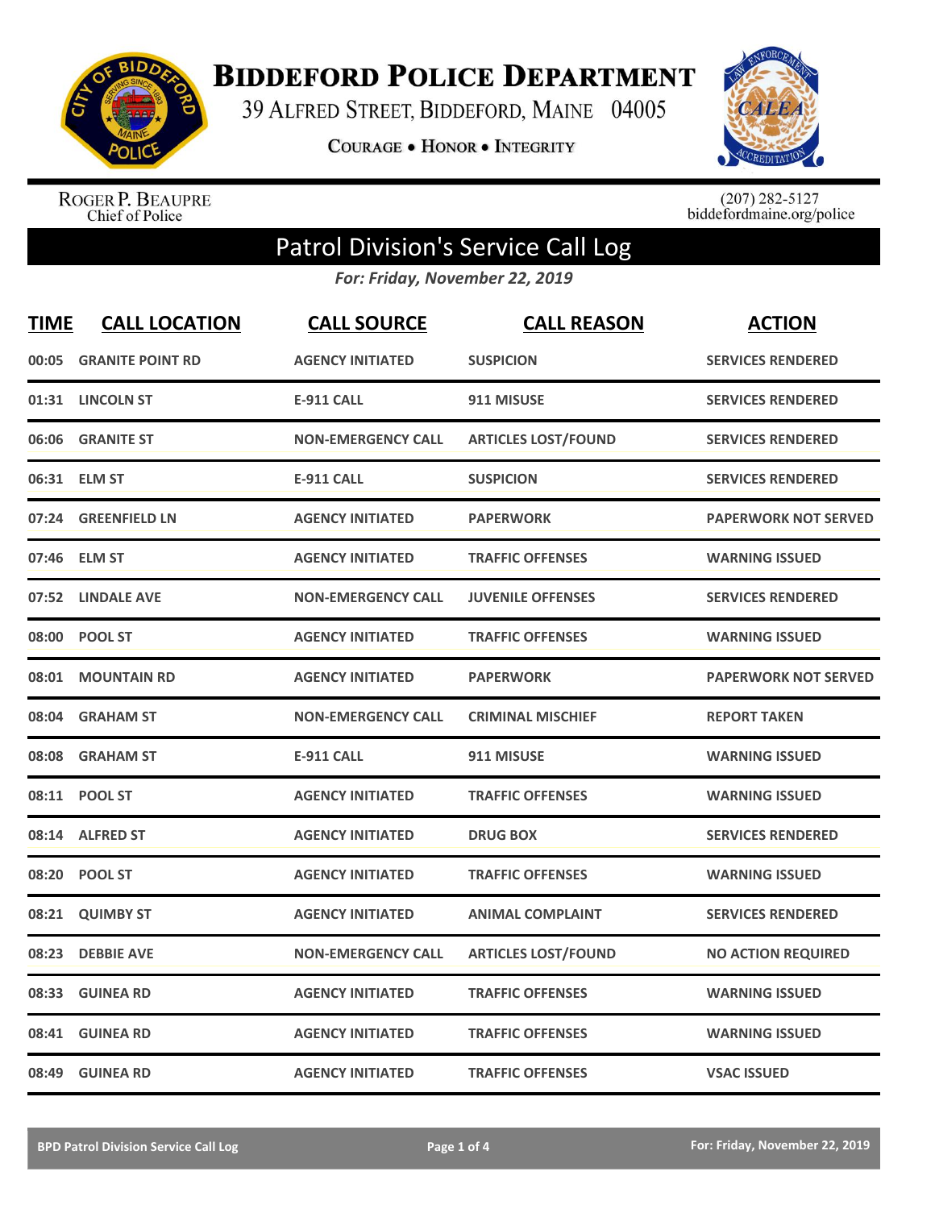# BIDDEFORD POLICE DEPARTMENT

39 ALFRED STREET, BIDDEFORD, MAINE 04005

COURAGE • HONOR • INTEGRITY

ROGER P. BEAUPRE
Chief of Police

(207) 282-5127
biddefordmaine.org/police

## Patrol Division's Service Call Log

*For: Friday, November 22, 2019*

| TIME | CALL LOCATION | CALL SOURCE | CALL REASON | ACTION |
|---|---|---|---|---|
| 00:05 | GRANITE POINT RD | AGENCY INITIATED | SUSPICION | SERVICES RENDERED |
| 01:31 | LINCOLN ST | E-911 CALL | 911 MISUSE | SERVICES RENDERED |
| 06:06 | GRANITE ST | NON-EMERGENCY CALL | ARTICLES LOST/FOUND | SERVICES RENDERED |
| 06:31 | ELM ST | E-911 CALL | SUSPICION | SERVICES RENDERED |
| 07:24 | GREENFIELD LN | AGENCY INITIATED | PAPERWORK | PAPERWORK NOT SERVED |
| 07:46 | ELM ST | AGENCY INITIATED | TRAFFIC OFFENSES | WARNING ISSUED |
| 07:52 | LINDALE AVE | NON-EMERGENCY CALL | JUVENILE OFFENSES | SERVICES RENDERED |
| 08:00 | POOL ST | AGENCY INITIATED | TRAFFIC OFFENSES | WARNING ISSUED |
| 08:01 | MOUNTAIN RD | AGENCY INITIATED | PAPERWORK | PAPERWORK NOT SERVED |
| 08:04 | GRAHAM ST | NON-EMERGENCY CALL | CRIMINAL MISCHIEF | REPORT TAKEN |
| 08:08 | GRAHAM ST | E-911 CALL | 911 MISUSE | WARNING ISSUED |
| 08:11 | POOL ST | AGENCY INITIATED | TRAFFIC OFFENSES | WARNING ISSUED |
| 08:14 | ALFRED ST | AGENCY INITIATED | DRUG BOX | SERVICES RENDERED |
| 08:20 | POOL ST | AGENCY INITIATED | TRAFFIC OFFENSES | WARNING ISSUED |
| 08:21 | QUIMBY ST | AGENCY INITIATED | ANIMAL COMPLAINT | SERVICES RENDERED |
| 08:23 | DEBBIE AVE | NON-EMERGENCY CALL | ARTICLES LOST/FOUND | NO ACTION REQUIRED |
| 08:33 | GUINEA RD | AGENCY INITIATED | TRAFFIC OFFENSES | WARNING ISSUED |
| 08:41 | GUINEA RD | AGENCY INITIATED | TRAFFIC OFFENSES | WARNING ISSUED |
| 08:49 | GUINEA RD | AGENCY INITIATED | TRAFFIC OFFENSES | VSAC ISSUED |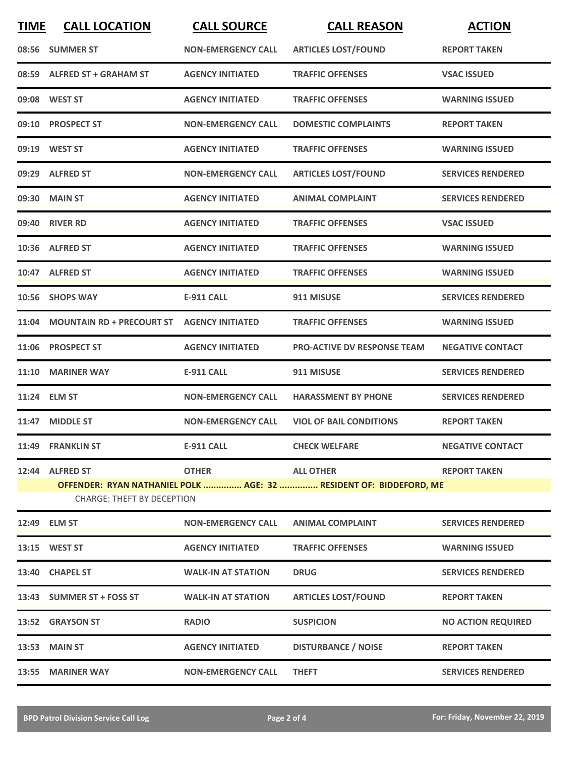| TIME | CALL LOCATION | CALL SOURCE | CALL REASON | ACTION |
|---|---|---|---|---|
| 08:56 | SUMMER ST | NON-EMERGENCY CALL | ARTICLES LOST/FOUND | REPORT TAKEN |
| 08:59 | ALFRED ST + GRAHAM ST | AGENCY INITIATED | TRAFFIC OFFENSES | VSAC ISSUED |
| 09:08 | WEST ST | AGENCY INITIATED | TRAFFIC OFFENSES | WARNING ISSUED |
| 09:10 | PROSPECT ST | NON-EMERGENCY CALL | DOMESTIC COMPLAINTS | REPORT TAKEN |
| 09:19 | WEST ST | AGENCY INITIATED | TRAFFIC OFFENSES | WARNING ISSUED |
| 09:29 | ALFRED ST | NON-EMERGENCY CALL | ARTICLES LOST/FOUND | SERVICES RENDERED |
| 09:30 | MAIN ST | AGENCY INITIATED | ANIMAL COMPLAINT | SERVICES RENDERED |
| 09:40 | RIVER RD | AGENCY INITIATED | TRAFFIC OFFENSES | VSAC ISSUED |
| 10:36 | ALFRED ST | AGENCY INITIATED | TRAFFIC OFFENSES | WARNING ISSUED |
| 10:47 | ALFRED ST | AGENCY INITIATED | TRAFFIC OFFENSES | WARNING ISSUED |
| 10:56 | SHOPS WAY | E-911 CALL | 911 MISUSE | SERVICES RENDERED |
| 11:04 | MOUNTAIN RD + PRECOURT ST | AGENCY INITIATED | TRAFFIC OFFENSES | WARNING ISSUED |
| 11:06 | PROSPECT ST | AGENCY INITIATED | PRO-ACTIVE DV RESPONSE TEAM | NEGATIVE CONTACT |
| 11:10 | MARINER WAY | E-911 CALL | 911 MISUSE | SERVICES RENDERED |
| 11:24 | ELM ST | NON-EMERGENCY CALL | HARASSMENT BY PHONE | SERVICES RENDERED |
| 11:47 | MIDDLE ST | NON-EMERGENCY CALL | VIOL OF BAIL CONDITIONS | REPORT TAKEN |
| 11:49 | FRANKLIN ST | E-911 CALL | CHECK WELFARE | NEGATIVE CONTACT |
| 12:44 | ALFRED ST | OTHER | ALL OTHER | REPORT TAKEN |
| | OFFENDER: RYAN NATHANIEL POLK ............... AGE: 32 ............... RESIDENT OF: BIDDEFORD, ME<br>CHARGE: THEFT BY DECEPTION | | | |
| 12:49 | ELM ST | NON-EMERGENCY CALL | ANIMAL COMPLAINT | SERVICES RENDERED |
| 13:15 | WEST ST | AGENCY INITIATED | TRAFFIC OFFENSES | WARNING ISSUED |
| 13:40 | CHAPEL ST | WALK-IN AT STATION | DRUG | SERVICES RENDERED |
| 13:43 | SUMMER ST + FOSS ST | WALK-IN AT STATION | ARTICLES LOST/FOUND | REPORT TAKEN |
| 13:52 | GRAYSON ST | RADIO | SUSPICION | NO ACTION REQUIRED |
| 13:53 | MAIN ST | AGENCY INITIATED | DISTURBANCE / NOISE | REPORT TAKEN |
| 13:55 | MARINER WAY | NON-EMERGENCY CALL | THEFT | SERVICES RENDERED |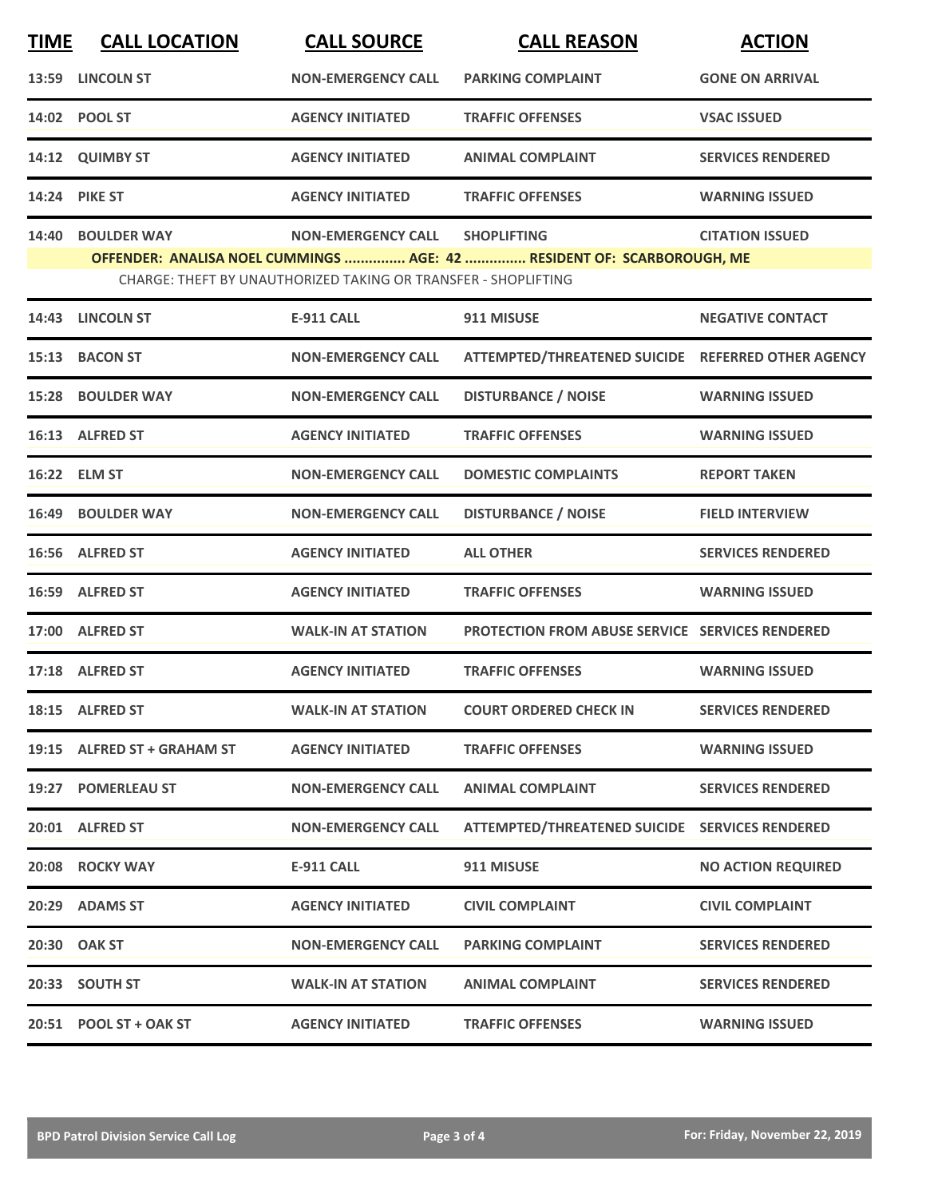| TIME | CALL LOCATION | CALL SOURCE | CALL REASON | ACTION |
|---|---|---|---|---|
| 13:59 | LINCOLN ST | NON-EMERGENCY CALL | PARKING COMPLAINT | GONE ON ARRIVAL |
| 14:02 | POOL ST | AGENCY INITIATED | TRAFFIC OFFENSES | VSAC ISSUED |
| 14:12 | QUIMBY ST | AGENCY INITIATED | ANIMAL COMPLAINT | SERVICES RENDERED |
| 14:24 | PIKE ST | AGENCY INITIATED | TRAFFIC OFFENSES | WARNING ISSUED |
| 14:40 | BOULDER WAY | NON-EMERGENCY CALL | SHOPLIFTING | CITATION ISSUED |
| | OFFENDER: ANALISA NOEL CUMMINGS ............... AGE: 42 ............... RESIDENT OF: SCARBOROUGH, ME | | | |
| | CHARGE: THEFT BY UNAUTHORIZED TAKING OR TRANSFER - SHOPLIFTING | | | |
| 14:43 | LINCOLN ST | E-911 CALL | 911 MISUSE | NEGATIVE CONTACT |
| 15:13 | BACON ST | NON-EMERGENCY CALL | ATTEMPTED/THREATENED SUICIDE | REFERRED OTHER AGENCY |
| 15:28 | BOULDER WAY | NON-EMERGENCY CALL | DISTURBANCE / NOISE | WARNING ISSUED |
| 16:13 | ALFRED ST | AGENCY INITIATED | TRAFFIC OFFENSES | WARNING ISSUED |
| 16:22 | ELM ST | NON-EMERGENCY CALL | DOMESTIC COMPLAINTS | REPORT TAKEN |
| 16:49 | BOULDER WAY | NON-EMERGENCY CALL | DISTURBANCE / NOISE | FIELD INTERVIEW |
| 16:56 | ALFRED ST | AGENCY INITIATED | ALL OTHER | SERVICES RENDERED |
| 16:59 | ALFRED ST | AGENCY INITIATED | TRAFFIC OFFENSES | WARNING ISSUED |
| 17:00 | ALFRED ST | WALK-IN AT STATION | PROTECTION FROM ABUSE SERVICE | SERVICES RENDERED |
| 17:18 | ALFRED ST | AGENCY INITIATED | TRAFFIC OFFENSES | WARNING ISSUED |
| 18:15 | ALFRED ST | WALK-IN AT STATION | COURT ORDERED CHECK IN | SERVICES RENDERED |
| 19:15 | ALFRED ST + GRAHAM ST | AGENCY INITIATED | TRAFFIC OFFENSES | WARNING ISSUED |
| 19:27 | POMERLEAU ST | NON-EMERGENCY CALL | ANIMAL COMPLAINT | SERVICES RENDERED |
| 20:01 | ALFRED ST | NON-EMERGENCY CALL | ATTEMPTED/THREATENED SUICIDE | SERVICES RENDERED |
| 20:08 | ROCKY WAY | E-911 CALL | 911 MISUSE | NO ACTION REQUIRED |
| 20:29 | ADAMS ST | AGENCY INITIATED | CIVIL COMPLAINT | CIVIL COMPLAINT |
| 20:30 | OAK ST | NON-EMERGENCY CALL | PARKING COMPLAINT | SERVICES RENDERED |
| 20:33 | SOUTH ST | WALK-IN AT STATION | ANIMAL COMPLAINT | SERVICES RENDERED |
| 20:51 | POOL ST + OAK ST | AGENCY INITIATED | TRAFFIC OFFENSES | WARNING ISSUED |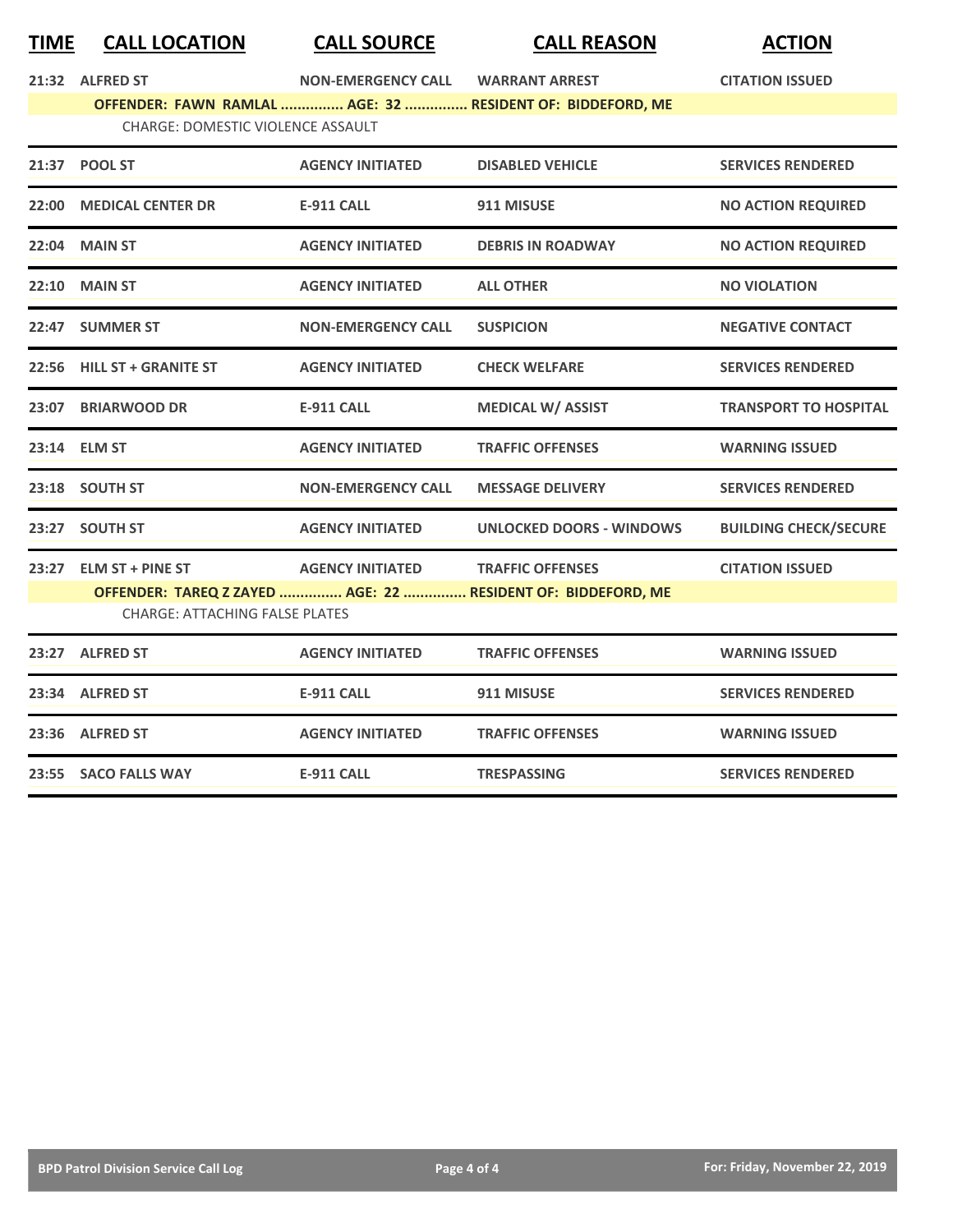| TIME | CALL LOCATION | CALL SOURCE | CALL REASON | ACTION |
|---|---|---|---|---|
| 21:32 | ALFRED ST | NON-EMERGENCY CALL | WARRANT ARREST | CITATION ISSUED |
| | OFFENDER: FAWN RAMLAL ............... AGE: 32 ............... RESIDENT OF: BIDDEFORD, ME | | | |
| | CHARGE: DOMESTIC VIOLENCE ASSAULT | | | |
| 21:37 | POOL ST | AGENCY INITIATED | DISABLED VEHICLE | SERVICES RENDERED |
| 22:00 | MEDICAL CENTER DR | E-911 CALL | 911 MISUSE | NO ACTION REQUIRED |
| 22:04 | MAIN ST | AGENCY INITIATED | DEBRIS IN ROADWAY | NO ACTION REQUIRED |
| 22:10 | MAIN ST | AGENCY INITIATED | ALL OTHER | NO VIOLATION |
| 22:47 | SUMMER ST | NON-EMERGENCY CALL | SUSPICION | NEGATIVE CONTACT |
| 22:56 | HILL ST + GRANITE ST | AGENCY INITIATED | CHECK WELFARE | SERVICES RENDERED |
| 23:07 | BRIARWOOD DR | E-911 CALL | MEDICAL W/ ASSIST | TRANSPORT TO HOSPITAL |
| 23:14 | ELM ST | AGENCY INITIATED | TRAFFIC OFFENSES | WARNING ISSUED |
| 23:18 | SOUTH ST | NON-EMERGENCY CALL | MESSAGE DELIVERY | SERVICES RENDERED |
| 23:27 | SOUTH ST | AGENCY INITIATED | UNLOCKED DOORS - WINDOWS | BUILDING CHECK/SECURE |
| 23:27 | ELM ST + PINE ST | AGENCY INITIATED | TRAFFIC OFFENSES | CITATION ISSUED |
| | OFFENDER: TAREQ Z ZAYED ............... AGE: 22 ............... RESIDENT OF: BIDDEFORD, ME | | | |
| | CHARGE: ATTACHING FALSE PLATES | | | |
| 23:27 | ALFRED ST | AGENCY INITIATED | TRAFFIC OFFENSES | WARNING ISSUED |
| 23:34 | ALFRED ST | E-911 CALL | 911 MISUSE | SERVICES RENDERED |
| 23:36 | ALFRED ST | AGENCY INITIATED | TRAFFIC OFFENSES | WARNING ISSUED |
| 23:55 | SACO FALLS WAY | E-911 CALL | TRESPASSING | SERVICES RENDERED |